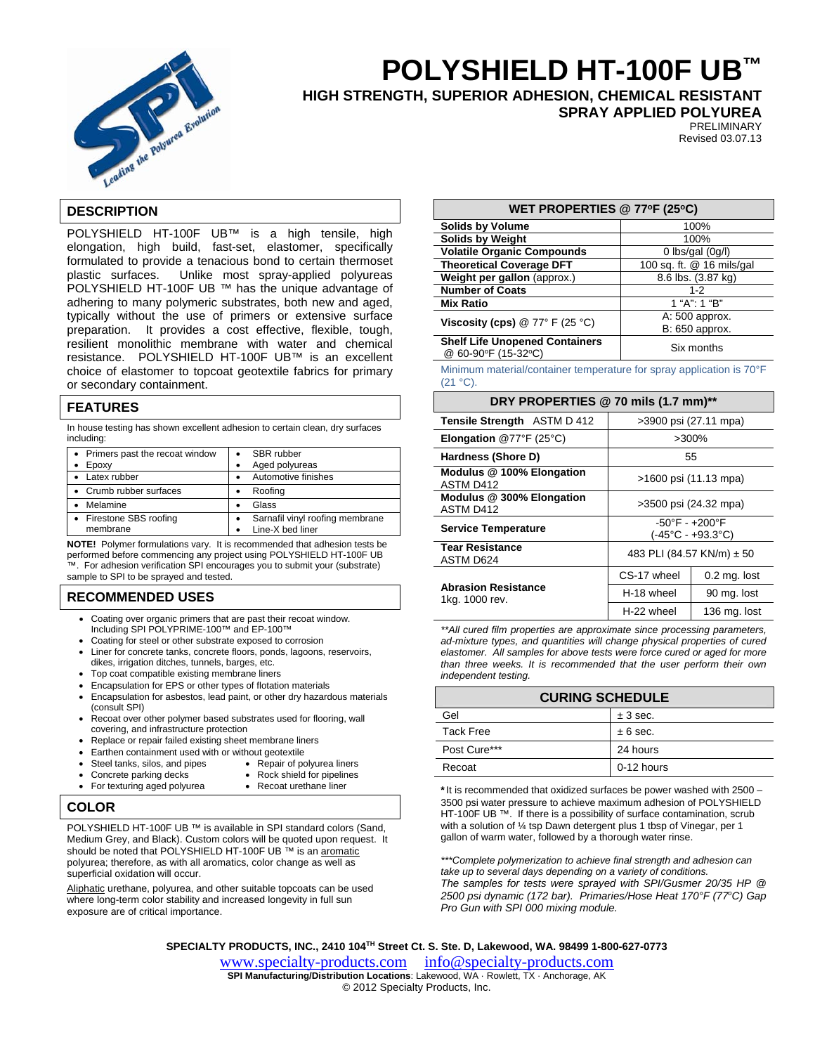# POLYSHIELD HT-100F UB™

## HIGH STRENGTH, SUPERIOR ADHESION, CHEMICAL RESISTANT SPRAY APPLIED POLYUREA

PRELIMINARY
Revised 03.07.13

## DESCRIPTION

POLYSHIELD HT-100F UB™ is a high tensile, high elongation, high build, fast-set, elastomer, specifically formulated to provide a tenacious bond to certain thermoset plastic surfaces. Unlike most spray-applied polyureas POLYSHIELD HT-100F UB ™ has the unique advantage of adhering to many polymeric substrates, both new and aged, typically without the use of primers or extensive surface preparation. It provides a cost effective, flexible, tough, resilient monolithic membrane with water and chemical resistance. POLYSHIELD HT-100F UB™ is an excellent choice of elastomer to topcoat geotextile fabrics for primary or secondary containment.

## FEATURES

In house testing has shown excellent adhesion to certain clean, dry surfaces including:

| | |
|---|---|
| • Primers past the recoat window<br>• Epoxy | • SBR rubber<br>• Aged polyureas |
| • Latex rubber | • Automotive finishes |
| • Crumb rubber surfaces | • Roofing |
| • Melamine | • Glass |
| • Firestone SBS roofing membrane | • Sarnafil vinyl roofing membrane<br>• Line-X bed liner |

**NOTE!** Polymer formulations vary. It is recommended that adhesion tests be performed before commencing any project using POLYSHIELD HT-100F UB ™. For adhesion verification SPI encourages you to submit your (substrate) sample to SPI to be sprayed and tested.

## RECOMMENDED USES

- Coating over organic primers that are past their recoat window. Including SPI POLYPRIME-100™ and EP-100™
- Coating for steel or other substrate exposed to corrosion
- Liner for concrete tanks, concrete floors, ponds, lagoons, reservoirs, dikes, irrigation ditches, tunnels, barges, etc.
- Top coat compatible existing membrane liners
- Encapsulation for EPS or other types of flotation materials
- Encapsulation for asbestos, lead paint, or other dry hazardous materials (consult SPI)
- Recoat over other polymer based substrates used for flooring, wall covering, and infrastructure protection
- Replace or repair failed existing sheet membrane liners
- Earthen containment used with or without geotextile
- Steel tanks, silos, and pipes
- Concrete parking decks
- For texturing aged polyurea
- Repair of polyurea liners
- Rock shield for pipelines
- Recoat urethane liner

## COLOR

POLYSHIELD HT-100F UB ™ is available in SPI standard colors (Sand, Medium Grey, and Black). Custom colors will be quoted upon request. It should be noted that POLYSHIELD HT-100F UB ™ is an aromatic polyurea; therefore, as with all aromatics, color change as well as superficial oxidation will occur.

Aliphatic urethane, polyurea, and other suitable topcoats can be used where long-term color stability and increased longevity in full sun exposure are of critical importance.

| WET PROPERTIES @ 77°F (25°C) | |
|---|---|
| **Solids by Volume** | 100% |
| **Solids by Weight** | 100% |
| **Volatile Organic Compounds** | 0 lbs/gal (0g/l) |
| **Theoretical Coverage DFT** | 100 sq. ft. @ 16 mils/gal |
| **Weight per gallon** (approx.) | 8.6 lbs. (3.87 kg) |
| **Number of Coats** | 1-2 |
| **Mix Ratio** | 1 "A": 1 "B" |
| **Viscosity (cps)** @ 77° F (25 °C) | A: 500 approx.<br>B: 650 approx. |
| **Shelf Life Unopened Containers** @ 60-90°F (15-32°C) | Six months |

Minimum material/container temperature for spray application is 70°F (21 °C).

| DRY PROPERTIES @ 70 mils (1.7 mm)** | | |
|---|---|---|
| **Tensile Strength** ASTM D 412 | >3900 psi (27.11 mpa) | |
| **Elongation** @77°F (25°C) | >300% | |
| **Hardness (Shore D)** | 55 | |
| **Modulus @ 100% Elongation** ASTM D412 | >1600 psi (11.13 mpa) | |
| **Modulus @ 300% Elongation** ASTM D412 | >3500 psi (24.32 mpa) | |
| **Service Temperature** | -50°F - +200°F<br>(-45°C - +93.3°C) | |
| **Tear Resistance** ASTM D624 | 483 PLI (84.57 KN/m) ± 50 | |
| **Abrasion Resistance** 1kg. 1000 rev. | CS-17 wheel | 0.2 mg. lost |
| | H-18 wheel | 90 mg. lost |
| | H-22 wheel | 136 mg. lost |

*\*\*All cured film properties are approximate since processing parameters, ad-mixture types, and quantities will change physical properties of cured elastomer. All samples for above tests were force cured or aged for more than three weeks. It is recommended that the user perform their own independent testing.*

| CURING SCHEDULE | |
|---|---|
| Gel | ± 3 sec. |
| Tack Free | ± 6 sec. |
| Post Cure*** | 24 hours |
| Recoat | 0-12 hours |

**\***It is recommended that oxidized surfaces be power washed with 2500 – 3500 psi water pressure to achieve maximum adhesion of POLYSHIELD HT-100F UB ™. If there is a possibility of surface contamination, scrub with a solution of ¼ tsp Dawn detergent plus 1 tbsp of Vinegar, per 1 gallon of warm water, followed by a thorough water rinse.

*\*\*\*Complete polymerization to achieve final strength and adhesion can take up to several days depending on a variety of conditions.*
*The samples for tests were sprayed with SPI/Gusmer 20/35 HP @ 2500 psi dynamic (172 bar). Primaries/Hose Heat 170°F (77°C) Gap Pro Gun with SPI 000 mixing module.*

**SPECIALTY PRODUCTS, INC., 2410 104TH Street Ct. S. Ste. D, Lakewood, WA. 98499 1-800-627-0773**
www.specialty-products.com info@specialty-products.com
**SPI Manufacturing/Distribution Locations**: Lakewood, WA · Rowlett, TX · Anchorage, AK
© 2012 Specialty Products, Inc.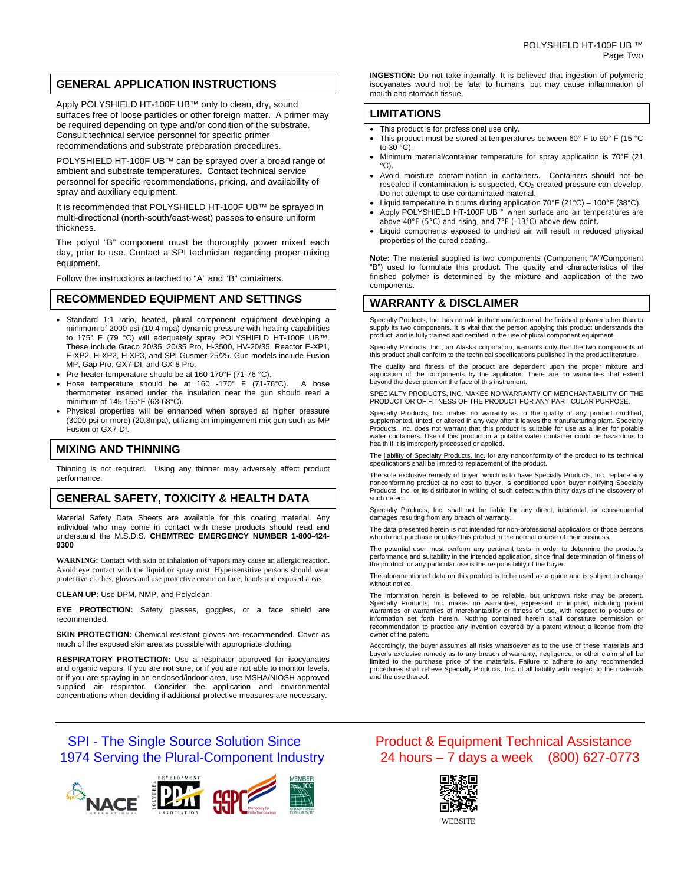## GENERAL APPLICATION INSTRUCTIONS

Apply POLYSHIELD HT-100F UB™ only to clean, dry, sound surfaces free of loose particles or other foreign matter. A primer may be required depending on type and/or condition of the substrate. Consult technical service personnel for specific primer recommendations and substrate preparation procedures.

POLYSHIELD HT-100F UB™ can be sprayed over a broad range of ambient and substrate temperatures. Contact technical service personnel for specific recommendations, pricing, and availability of spray and auxiliary equipment.

It is recommended that POLYSHIELD HT-100F UB™ be sprayed in multi-directional (north-south/east-west) passes to ensure uniform thickness.

The polyol "B" component must be thoroughly power mixed each day, prior to use. Contact a SPI technician regarding proper mixing equipment.

Follow the instructions attached to "A" and "B" containers.

## RECOMMENDED EQUIPMENT AND SETTINGS

- Standard 1:1 ratio, heated, plural component equipment developing a minimum of 2000 psi (10.4 mpa) dynamic pressure with heating capabilities to 175° F (79 °C) will adequately spray POLYSHIELD HT-100F UB™. These include Graco 20/35, 20/35 Pro, H-3500, HV-20/35, Reactor E-XP1, E-XP2, H-XP2, H-XP3, and SPI Gusmer 25/25. Gun models include Fusion MP, Gap Pro, GX7-DI, and GX-8 Pro.
- Pre-heater temperature should be at 160-170°F (71-76 °C).
- Hose temperature should be at 160 -170° F (71-76°C). A hose thermometer inserted under the insulation near the gun should read a minimum of 145-155°F (63-68°C).
- Physical properties will be enhanced when sprayed at higher pressure (3000 psi or more) (20.8mpa), utilizing an impingement mix gun such as MP Fusion or GX7-DI.

## MIXING AND THINNING

Thinning is not required. Using any thinner may adversely affect product performance.

## GENERAL SAFETY, TOXICITY & HEALTH DATA

Material Safety Data Sheets are available for this coating material. Any individual who may come in contact with these products should read and understand the M.S.D.S. **CHEMTREC EMERGENCY NUMBER 1-800-424-9300**

**WARNING:** Contact with skin or inhalation of vapors may cause an allergic reaction. Avoid eye contact with the liquid or spray mist. Hypersensitive persons should wear protective clothes, gloves and use protective cream on face, hands and exposed areas.

**CLEAN UP:** Use DPM, NMP, and Polyclean.

**EYE PROTECTION:** Safety glasses, goggles, or a face shield are recommended.

**SKIN PROTECTION:** Chemical resistant gloves are recommended. Cover as much of the exposed skin area as possible with appropriate clothing.

**RESPIRATORY PROTECTION:** Use a respirator approved for isocyanates and organic vapors. If you are not sure, or if you are not able to monitor levels, or if you are spraying in an enclosed/indoor area, use MSHA/NIOSH approved supplied air respirator. Consider the application and environmental concentrations when deciding if additional protective measures are necessary.

**INGESTION:** Do not take internally. It is believed that ingestion of polymeric isocyanates would not be fatal to humans, but may cause inflammation of mouth and stomach tissue.

## LIMITATIONS

- This product is for professional use only.
- This product must be stored at temperatures between 60° F to 90° F (15 °C to 30 °C).
- Minimum material/container temperature for spray application is 70°F (21 °C).
- Avoid moisture contamination in containers. Containers should not be resealed if contamination is suspected, $CO_2$ created pressure can develop. Do not attempt to use contaminated material.
- Liquid temperature in drums during application 70°F (21°C) – 100°F (38°C).
- Apply POLYSHIELD HT-100F UB™ when surface and air temperatures are above 40°F (5°C) and rising, and 7°F (-13°C) above dew point.
- Liquid components exposed to undried air will result in reduced physical properties of the cured coating.

**Note:** The material supplied is two components (Component "A"/Component "B") used to formulate this product. The quality and characteristics of the finished polymer is determined by the mixture and application of the two components.

## WARRANTY & DISCLAIMER

Specialty Products, Inc. has no role in the manufacture of the finished polymer other than to supply its two components. It is vital that the person applying this product understands the product, and is fully trained and certified in the use of plural component equipment.

Specialty Products, Inc., an Alaska corporation, warrants only that the two components of this product shall conform to the technical specifications published in the product literature.

The quality and fitness of the product are dependent upon the proper mixture and application of the components by the applicator. There are no warranties that extend beyond the description on the face of this instrument.

SPECIALTY PRODUCTS, INC. MAKES NO WARRANTY OF MERCHANTABILITY OF THE PRODUCT OR OF FITNESS OF THE PRODUCT FOR ANY PARTICULAR PURPOSE.

Specialty Products, Inc. makes no warranty as to the quality of any product modified, supplemented, tinted, or altered in any way after it leaves the manufacturing plant. Specialty Products, Inc. does not warrant that this product is suitable for use as a liner for potable water containers. Use of this product in a potable water container could be hazardous to health if it is improperly processed or applied.

The liability of Specialty Products, Inc. for any nonconformity of the product to its technical specifications shall be limited to replacement of the product.

The sole exclusive remedy of buyer, which is to have Specialty Products, Inc. replace any nonconforming product at no cost to buyer, is conditioned upon buyer notifying Specialty Products, Inc. or its distributor in writing of such defect within thirty days of the discovery of such defect.

Specialty Products, Inc. shall not be liable for any direct, incidental, or consequential damages resulting from any breach of warranty.

The data presented herein is not intended for non-professional applicators or those persons who do not purchase or utilize this product in the normal course of their business.

The potential user must perform any pertinent tests in order to determine the product's performance and suitability in the intended application, since final determination of fitness of the product for any particular use is the responsibility of the buyer.

The aforementioned data on this product is to be used as a guide and is subject to change without notice.

The information herein is believed to be reliable, but unknown risks may be present. Specialty Products, Inc. makes no warranties, expressed or implied, including patent warranties or warranties of merchantability or fitness of use, with respect to products or information set forth herein. Nothing contained herein shall constitute permission or recommendation to practice any invention covered by a patent without a license from the owner of the patent.

Accordingly, the buyer assumes all risks whatsoever as to the use of these materials and buyer's exclusive remedy as to any breach of warranty, negligence, or other claim shall be limited to the purchase price of the materials. Failure to adhere to any recommended procedures shall relieve Specialty Products, Inc. of all liability with respect to the materials and the use thereof.

SPI - The Single Source Solution Since 1974 Serving the Plural-Component Industry

Product & Equipment Technical Assistance 24 hours – 7 days a week (800) 627-0773

WEBSITE